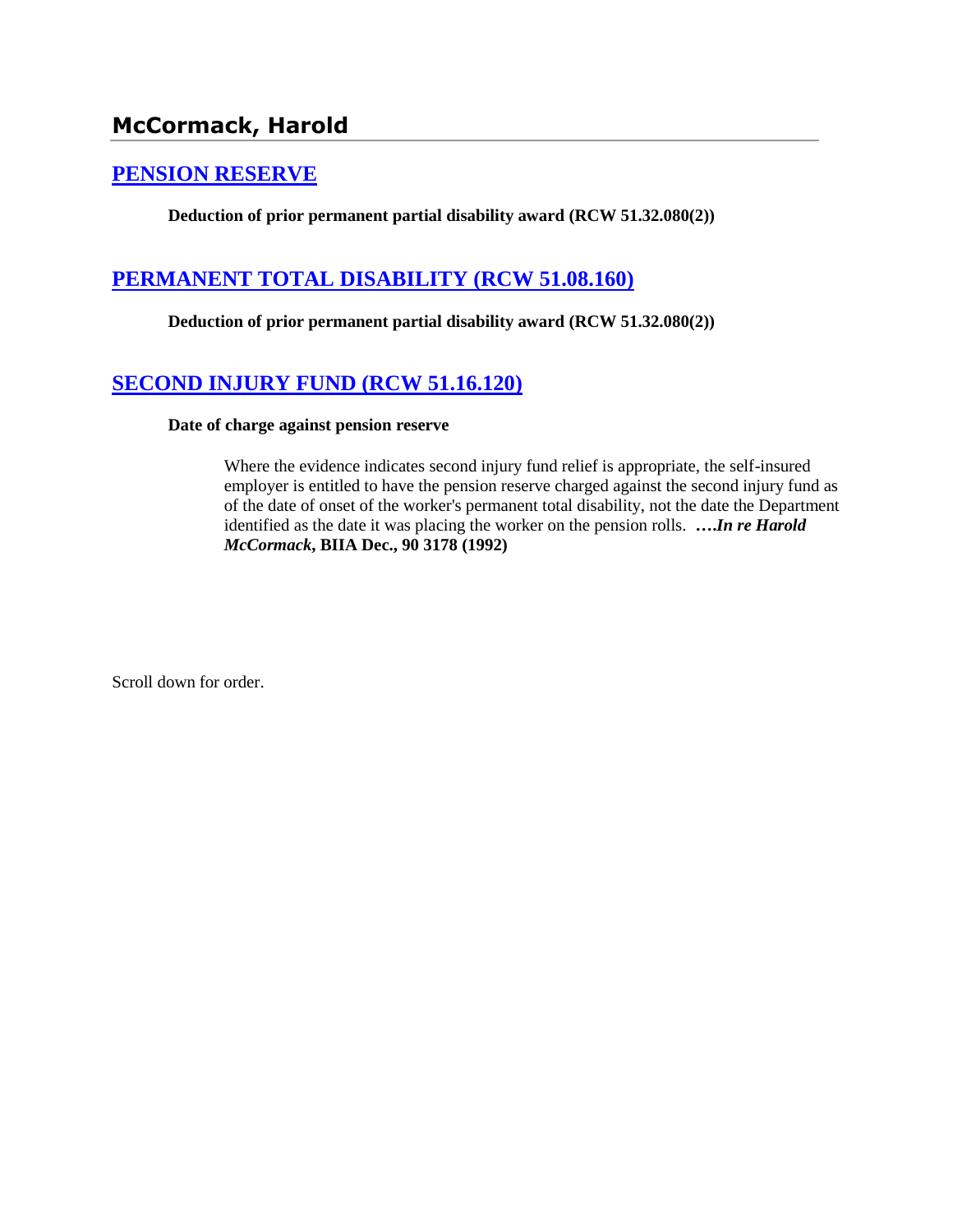## McCormack, Harold

### [PENSION RESERVE]

**Deduction of prior permanent partial disability award (RCW 51.32.080(2))**

### [PERMANENT TOTAL DISABILITY (RCW 51.08.160)]

**Deduction of prior permanent partial disability award (RCW 51.32.080(2))**

### [SECOND INJURY FUND (RCW 51.16.120)]

**Date of charge against pension reserve**

> Where the evidence indicates second injury fund relief is appropriate, the self-insured employer is entitled to have the pension reserve charged against the second injury fund as of the date of onset of the worker's permanent total disability, not the date the Department identified as the date it was placing the worker on the pension rolls. **….*In re Harold McCormack*, BIIA Dec., 90 3178 (1992)**

Scroll down for order.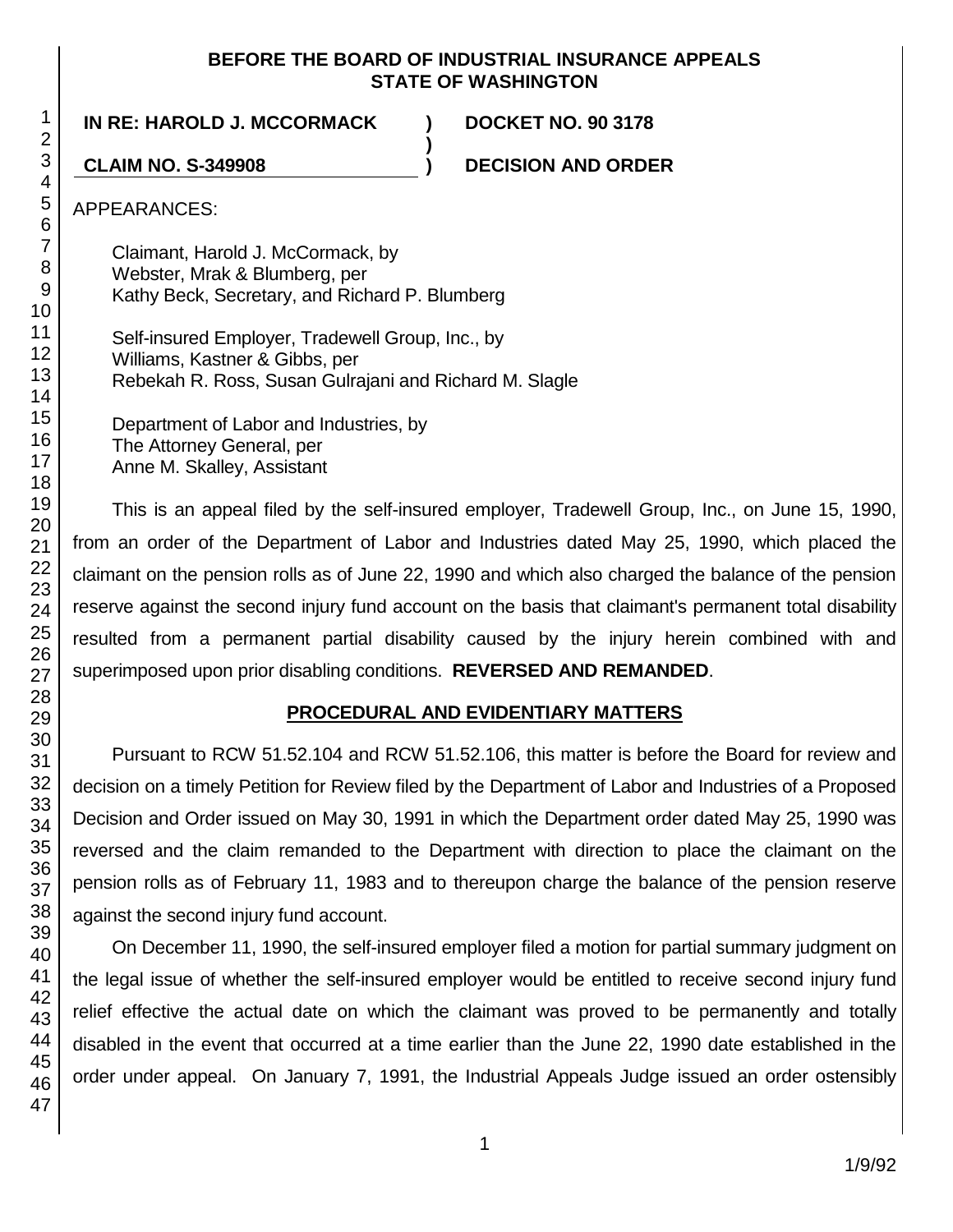**BEFORE THE BOARD OF INDUSTRIAL INSURANCE APPEALS STATE OF WASHINGTON**

**IN RE: HAROLD J. MCCORMACK ) DOCKET NO. 90 3178**

**CLAIM NO. S-349908 ) DECISION AND ORDER**

APPEARANCES:

Claimant, Harold J. McCormack, by
Webster, Mrak & Blumberg, per
Kathy Beck, Secretary, and Richard P. Blumberg

Self-insured Employer, Tradewell Group, Inc., by
Williams, Kastner & Gibbs, per
Rebekah R. Ross, Susan Gulrajani and Richard M. Slagle

Department of Labor and Industries, by
The Attorney General, per
Anne M. Skalley, Assistant

This is an appeal filed by the self-insured employer, Tradewell Group, Inc., on June 15, 1990, from an order of the Department of Labor and Industries dated May 25, 1990, which placed the claimant on the pension rolls as of June 22, 1990 and which also charged the balance of the pension reserve against the second injury fund account on the basis that claimant's permanent total disability resulted from a permanent partial disability caused by the injury herein combined with and superimposed upon prior disabling conditions. **REVERSED AND REMANDED**.

## PROCEDURAL AND EVIDENTIARY MATTERS

Pursuant to RCW 51.52.104 and RCW 51.52.106, this matter is before the Board for review and decision on a timely Petition for Review filed by the Department of Labor and Industries of a Proposed Decision and Order issued on May 30, 1991 in which the Department order dated May 25, 1990 was reversed and the claim remanded to the Department with direction to place the claimant on the pension rolls as of February 11, 1983 and to thereupon charge the balance of the pension reserve against the second injury fund account.

On December 11, 1990, the self-insured employer filed a motion for partial summary judgment on the legal issue of whether the self-insured employer would be entitled to receive second injury fund relief effective the actual date on which the claimant was proved to be permanently and totally disabled in the event that occurred at a time earlier than the June 22, 1990 date established in the order under appeal. On January 7, 1991, the Industrial Appeals Judge issued an order ostensibly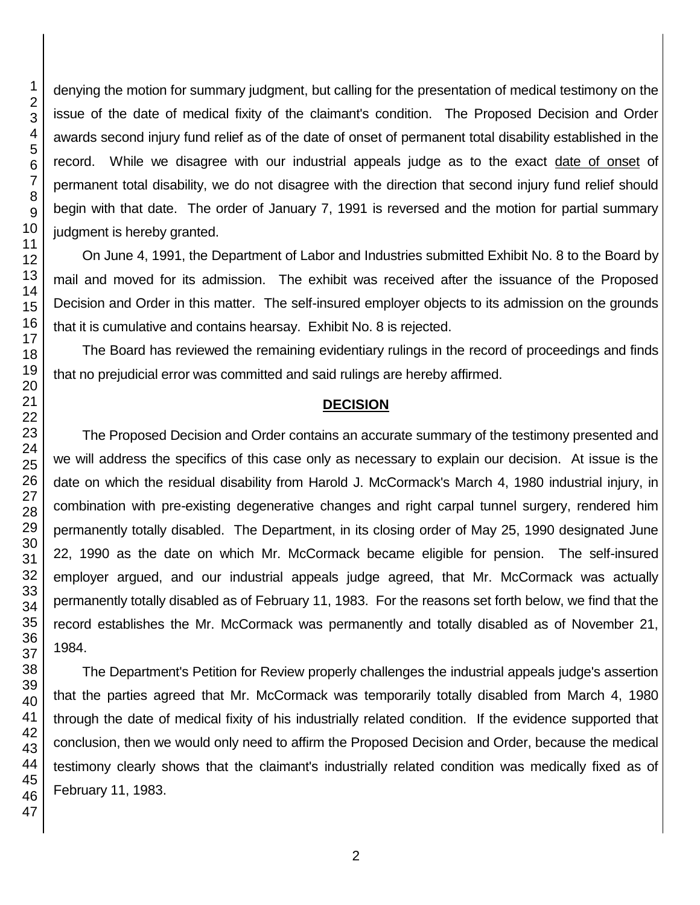denying the motion for summary judgment, but calling for the presentation of medical testimony on the issue of the date of medical fixity of the claimant's condition. The Proposed Decision and Order awards second injury fund relief as of the date of onset of permanent total disability established in the record. While we disagree with our industrial appeals judge as to the exact date of onset of permanent total disability, we do not disagree with the direction that second injury fund relief should begin with that date. The order of January 7, 1991 is reversed and the motion for partial summary judgment is hereby granted.

On June 4, 1991, the Department of Labor and Industries submitted Exhibit No. 8 to the Board by mail and moved for its admission. The exhibit was received after the issuance of the Proposed Decision and Order in this matter. The self-insured employer objects to its admission on the grounds that it is cumulative and contains hearsay. Exhibit No. 8 is rejected.

The Board has reviewed the remaining evidentiary rulings in the record of proceedings and finds that no prejudicial error was committed and said rulings are hereby affirmed.

## DECISION

The Proposed Decision and Order contains an accurate summary of the testimony presented and we will address the specifics of this case only as necessary to explain our decision. At issue is the date on which the residual disability from Harold J. McCormack's March 4, 1980 industrial injury, in combination with pre-existing degenerative changes and right carpal tunnel surgery, rendered him permanently totally disabled. The Department, in its closing order of May 25, 1990 designated June 22, 1990 as the date on which Mr. McCormack became eligible for pension. The self-insured employer argued, and our industrial appeals judge agreed, that Mr. McCormack was actually permanently totally disabled as of February 11, 1983. For the reasons set forth below, we find that the record establishes the Mr. McCormack was permanently and totally disabled as of November 21, 1984.

The Department's Petition for Review properly challenges the industrial appeals judge's assertion that the parties agreed that Mr. McCormack was temporarily totally disabled from March 4, 1980 through the date of medical fixity of his industrially related condition. If the evidence supported that conclusion, then we would only need to affirm the Proposed Decision and Order, because the medical testimony clearly shows that the claimant's industrially related condition was medically fixed as of February 11, 1983.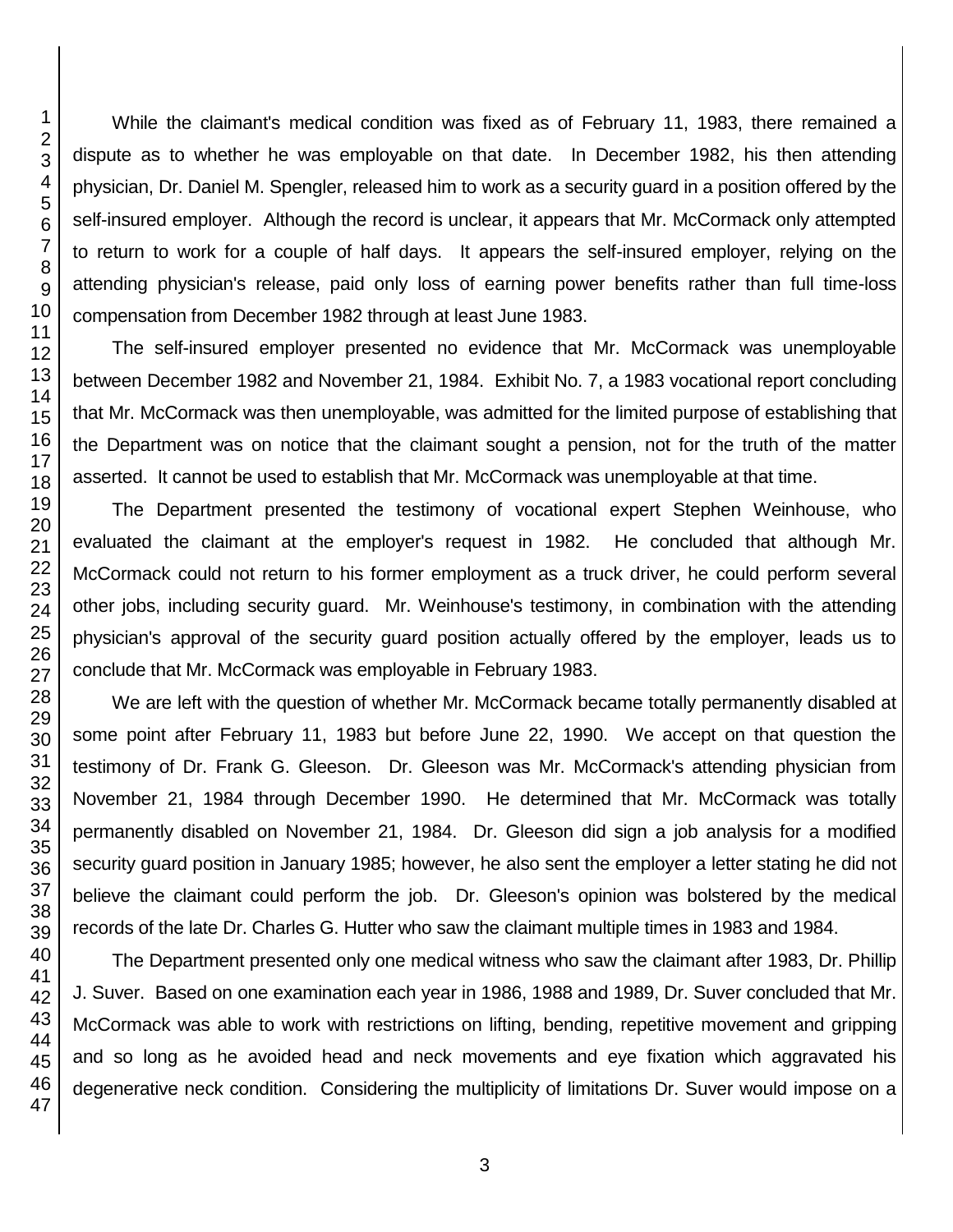While the claimant's medical condition was fixed as of February 11, 1983, there remained a dispute as to whether he was employable on that date. In December 1982, his then attending physician, Dr. Daniel M. Spengler, released him to work as a security guard in a position offered by the self-insured employer. Although the record is unclear, it appears that Mr. McCormack only attempted to return to work for a couple of half days. It appears the self-insured employer, relying on the attending physician's release, paid only loss of earning power benefits rather than full time-loss compensation from December 1982 through at least June 1983.

The self-insured employer presented no evidence that Mr. McCormack was unemployable between December 1982 and November 21, 1984. Exhibit No. 7, a 1983 vocational report concluding that Mr. McCormack was then unemployable, was admitted for the limited purpose of establishing that the Department was on notice that the claimant sought a pension, not for the truth of the matter asserted. It cannot be used to establish that Mr. McCormack was unemployable at that time.

The Department presented the testimony of vocational expert Stephen Weinhouse, who evaluated the claimant at the employer's request in 1982. He concluded that although Mr. McCormack could not return to his former employment as a truck driver, he could perform several other jobs, including security guard. Mr. Weinhouse's testimony, in combination with the attending physician's approval of the security guard position actually offered by the employer, leads us to conclude that Mr. McCormack was employable in February 1983.

We are left with the question of whether Mr. McCormack became totally permanently disabled at some point after February 11, 1983 but before June 22, 1990. We accept on that question the testimony of Dr. Frank G. Gleeson. Dr. Gleeson was Mr. McCormack's attending physician from November 21, 1984 through December 1990. He determined that Mr. McCormack was totally permanently disabled on November 21, 1984. Dr. Gleeson did sign a job analysis for a modified security guard position in January 1985; however, he also sent the employer a letter stating he did not believe the claimant could perform the job. Dr. Gleeson's opinion was bolstered by the medical records of the late Dr. Charles G. Hutter who saw the claimant multiple times in 1983 and 1984.

The Department presented only one medical witness who saw the claimant after 1983, Dr. Phillip J. Suver. Based on one examination each year in 1986, 1988 and 1989, Dr. Suver concluded that Mr. McCormack was able to work with restrictions on lifting, bending, repetitive movement and gripping and so long as he avoided head and neck movements and eye fixation which aggravated his degenerative neck condition. Considering the multiplicity of limitations Dr. Suver would impose on a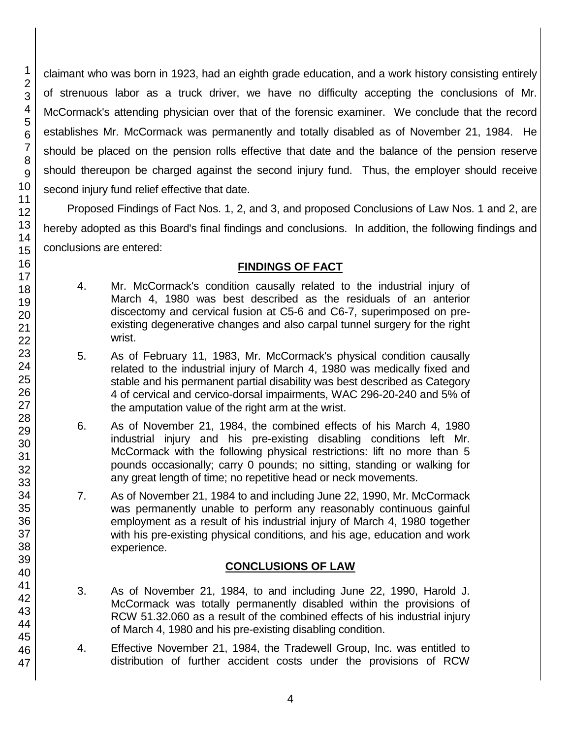claimant who was born in 1923, had an eighth grade education, and a work history consisting entirely of strenuous labor as a truck driver, we have no difficulty accepting the conclusions of Mr. McCormack's attending physician over that of the forensic examiner. We conclude that the record establishes Mr. McCormack was permanently and totally disabled as of November 21, 1984. He should be placed on the pension rolls effective that date and the balance of the pension reserve should thereupon be charged against the second injury fund. Thus, the employer should receive second injury fund relief effective that date.

Proposed Findings of Fact Nos. 1, 2, and 3, and proposed Conclusions of Law Nos. 1 and 2, are hereby adopted as this Board's final findings and conclusions. In addition, the following findings and conclusions are entered:

## FINDINGS OF FACT

4. Mr. McCormack's condition causally related to the industrial injury of March 4, 1980 was best described as the residuals of an anterior discectomy and cervical fusion at C5-6 and C6-7, superimposed on pre-existing degenerative changes and also carpal tunnel surgery for the right wrist.

5. As of February 11, 1983, Mr. McCormack's physical condition causally related to the industrial injury of March 4, 1980 was medically fixed and stable and his permanent partial disability was best described as Category 4 of cervical and cervico-dorsal impairments, WAC 296-20-240 and 5% of the amputation value of the right arm at the wrist.

6. As of November 21, 1984, the combined effects of his March 4, 1980 industrial injury and his pre-existing disabling conditions left Mr. McCormack with the following physical restrictions: lift no more than 5 pounds occasionally; carry 0 pounds; no sitting, standing or walking for any great length of time; no repetitive head or neck movements.

7. As of November 21, 1984 to and including June 22, 1990, Mr. McCormack was permanently unable to perform any reasonably continuous gainful employment as a result of his industrial injury of March 4, 1980 together with his pre-existing physical conditions, and his age, education and work experience.

## CONCLUSIONS OF LAW

3. As of November 21, 1984, to and including June 22, 1990, Harold J. McCormack was totally permanently disabled within the provisions of RCW 51.32.060 as a result of the combined effects of his industrial injury of March 4, 1980 and his pre-existing disabling condition.

4. Effective November 21, 1984, the Tradewell Group, Inc. was entitled to distribution of further accident costs under the provisions of RCW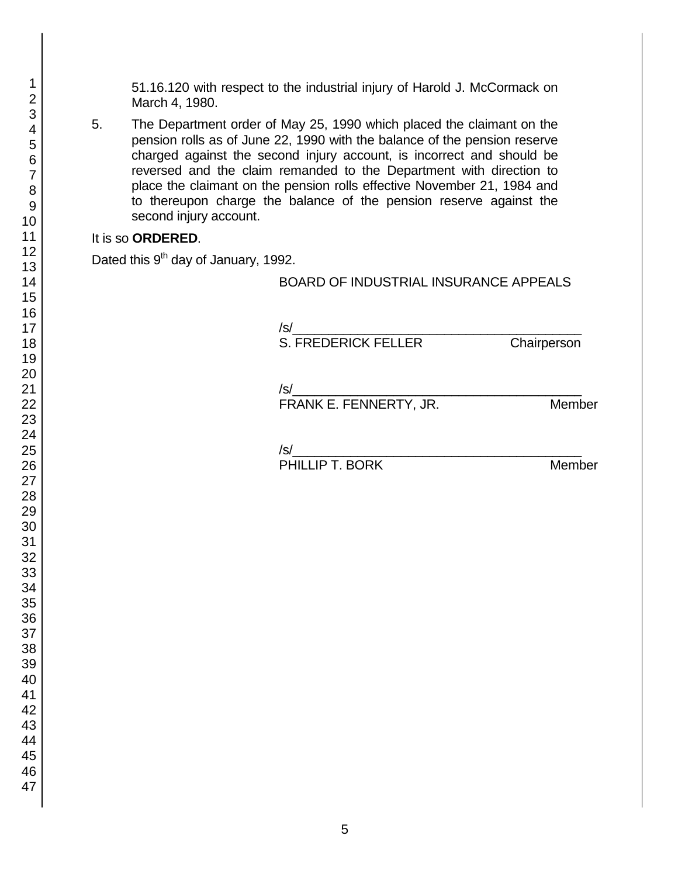51.16.120 with respect to the industrial injury of Harold J. McCormack on March 4, 1980.

5. The Department order of May 25, 1990 which placed the claimant on the pension rolls as of June 22, 1990 with the balance of the pension reserve charged against the second injury account, is incorrect and should be reversed and the claim remanded to the Department with direction to place the claimant on the pension rolls effective November 21, 1984 and to thereupon charge the balance of the pension reserve against the second injury account.

It is so **ORDERED**.

Dated this 9th day of January, 1992.

BOARD OF INDUSTRIAL INSURANCE APPEALS

/s/_________________________________________
S. FREDERICK FELLER Chairperson

/s/_________________________________________
FRANK E. FENNERTY, JR. Member

/s/_________________________________________
PHILLIP T. BORK Member